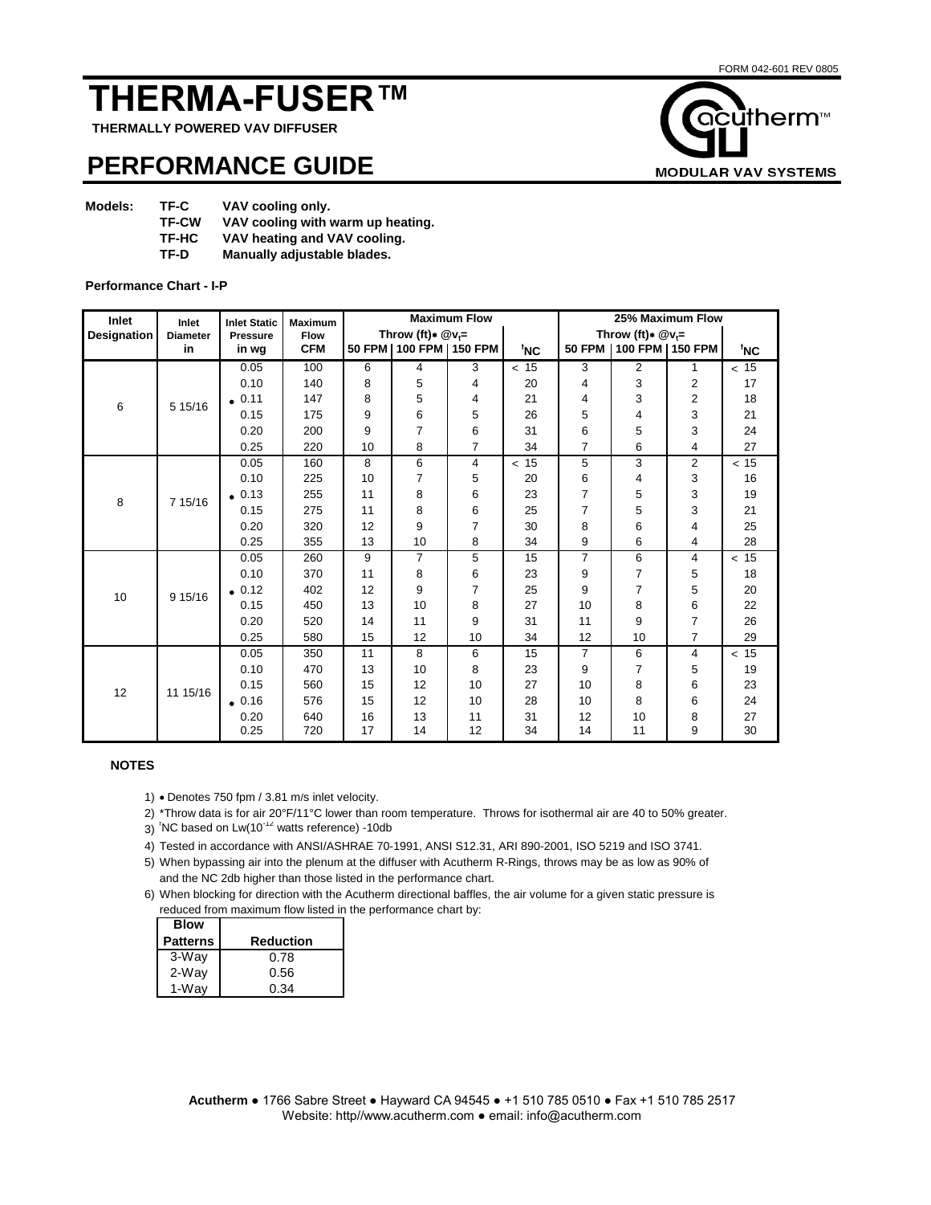FORM 042-601 REV 0805

# THERMA-FUSER™

**THERMALLY POWERED VAV DIFFUSER**

acutherm™ MODULAR VAV SYSTEMS

# PERFORMANCE GUIDE

**Models:**

- **TF-C** VAV cooling only.
- **TF-CW** VAV cooling with warm up heating.
- **TF-HC** VAV heating and VAV cooling.
- **TF-D** Manually adjustable blades.

**Performance Chart - I-P**

| Inlet Designation | Inlet Diameter in | Inlet Static Pressure in wg | Maximum Flow CFM | Maximum Flow Throw (ft)* @$v_t$= 50 FPM | 100 FPM | 150 FPM | †NC | 25% Maximum Flow Throw (ft)* @$v_t$= 50 FPM | 100 FPM | 150 FPM | †NC |
|---|---|---|---|---|---|---|---|---|---|---|---|
| 6 | 5 15/16 | 0.05 | 100 | 6 | 4 | 3 | < 15 | 3 | 2 | 1 | < 15 |
| | | 0.10 | 140 | 8 | 5 | 4 | 20 | 4 | 3 | 2 | 17 |
| | | • 0.11 | 147 | 8 | 5 | 4 | 21 | 4 | 3 | 2 | 18 |
| | | 0.15 | 175 | 9 | 6 | 5 | 26 | 5 | 4 | 3 | 21 |
| | | 0.20 | 200 | 9 | 7 | 6 | 31 | 6 | 5 | 3 | 24 |
| | | 0.25 | 220 | 10 | 8 | 7 | 34 | 7 | 6 | 4 | 27 |
| 8 | 7 15/16 | 0.05 | 160 | 8 | 6 | 4 | < 15 | 5 | 3 | 2 | < 15 |
| | | 0.10 | 225 | 10 | 7 | 5 | 20 | 6 | 4 | 3 | 16 |
| | | • 0.13 | 255 | 11 | 8 | 6 | 23 | 7 | 5 | 3 | 19 |
| | | 0.15 | 275 | 11 | 8 | 6 | 25 | 7 | 5 | 3 | 21 |
| | | 0.20 | 320 | 12 | 9 | 7 | 30 | 8 | 6 | 4 | 25 |
| | | 0.25 | 355 | 13 | 10 | 8 | 34 | 9 | 6 | 4 | 28 |
| 10 | 9 15/16 | 0.05 | 260 | 9 | 7 | 5 | 15 | 7 | 6 | 4 | < 15 |
| | | 0.10 | 370 | 11 | 8 | 6 | 23 | 9 | 7 | 5 | 18 |
| | | • 0.12 | 402 | 12 | 9 | 7 | 25 | 9 | 7 | 5 | 20 |
| | | 0.15 | 450 | 13 | 10 | 8 | 27 | 10 | 8 | 6 | 22 |
| | | 0.20 | 520 | 14 | 11 | 9 | 31 | 11 | 9 | 7 | 26 |
| | | 0.25 | 580 | 15 | 12 | 10 | 34 | 12 | 10 | 7 | 29 |
| 12 | 11 15/16 | 0.05 | 350 | 11 | 8 | 6 | 15 | 7 | 6 | 4 | < 15 |
| | | 0.10 | 470 | 13 | 10 | 8 | 23 | 9 | 7 | 5 | 19 |
| | | 0.15 | 560 | 15 | 12 | 10 | 27 | 10 | 8 | 6 | 23 |
| | | • 0.16 | 576 | 15 | 12 | 10 | 28 | 10 | 8 | 6 | 24 |
| | | 0.20 | 640 | 16 | 13 | 11 | 31 | 12 | 10 | 8 | 27 |
| | | 0.25 | 720 | 17 | 14 | 12 | 34 | 14 | 11 | 9 | 30 |

**NOTES**

1) • Denotes 750 fpm / 3.81 m/s inlet velocity.
2) *Throw data is for air 20°F/11°C lower than room temperature. Throws for isothermal air are 40 to 50% greater.
3) †NC based on Lw($10^{-12}$ watts reference) -10db
4) Tested in accordance with ANSI/ASHRAE 70-1991, ANSI S12.31, ARI 890-2001, ISO 5219 and ISO 3741.
5) When bypassing air into the plenum at the diffuser with Acutherm R-Rings, throws may be as low as 90% of and the NC 2db higher than those listed in the performance chart.
6) When blocking for direction with the Acutherm directional baffles, the air volume for a given static pressure is reduced from maximum flow listed in the performance chart by:

| Blow Patterns | Reduction |
|---|---|
| 3-Way | 0.78 |
| 2-Way | 0.56 |
| 1-Way | 0.34 |

**Acutherm** ● 1766 Sabre Street ● Hayward CA 94545 ● +1 510 785 0510 ● Fax +1 510 785 2517
Website: http//www.acutherm.com ● email: info@acutherm.com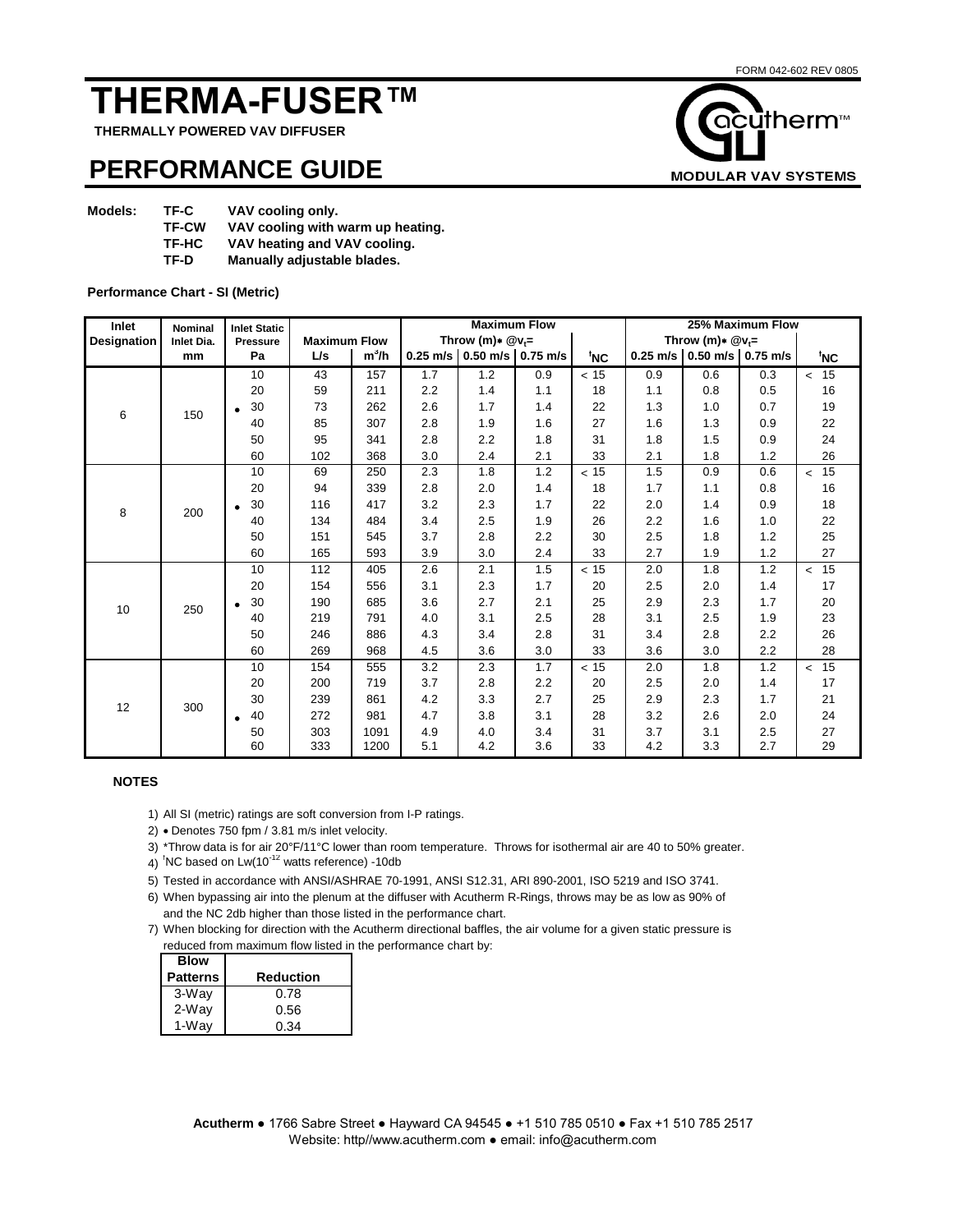FORM 042-602 REV 0805

# THERMA-FUSER™

**THERMALLY POWERED VAV DIFFUSER**

## PERFORMANCE GUIDE

acutherm™ MODULAR VAV SYSTEMS

**Models:**

- **TF-C** VAV cooling only.
- **TF-CW** VAV cooling with warm up heating.
- **TF-HC** VAV heating and VAV cooling.
- **TF-D** Manually adjustable blades.

**Performance Chart - SI (Metric)**

| Inlet Designation | Nominal Inlet Dia. mm | Inlet Static Pressure Pa | Maximum Flow L/s | Maximum Flow $m^3/h$ | Maximum Flow Throw (m)* @$v_t$= 0.25 m/s | 0.50 m/s | 0.75 m/s | †NC | 25% Maximum Flow Throw (m)* @$v_t$= 0.25 m/s | 0.50 m/s | 0.75 m/s | †NC |
|---|---|---|---|---|---|---|---|---|---|---|---|---|
| 6 | 150 | 10 | 43 | 157 | 1.7 | 1.2 | 0.9 | < 15 | 0.9 | 0.6 | 0.3 | < 15 |
| | | 20 | 59 | 211 | 2.2 | 1.4 | 1.1 | 18 | 1.1 | 0.8 | 0.5 | 16 |
| | | • 30 | 73 | 262 | 2.6 | 1.7 | 1.4 | 22 | 1.3 | 1.0 | 0.7 | 19 |
| | | 40 | 85 | 307 | 2.8 | 1.9 | 1.6 | 27 | 1.6 | 1.3 | 0.9 | 22 |
| | | 50 | 95 | 341 | 2.8 | 2.2 | 1.8 | 31 | 1.8 | 1.5 | 0.9 | 24 |
| | | 60 | 102 | 368 | 3.0 | 2.4 | 2.1 | 33 | 2.1 | 1.8 | 1.2 | 26 |
| 8 | 200 | 10 | 69 | 250 | 2.3 | 1.8 | 1.2 | < 15 | 1.5 | 0.9 | 0.6 | < 15 |
| | | 20 | 94 | 339 | 2.8 | 2.0 | 1.4 | 18 | 1.7 | 1.1 | 0.8 | 16 |
| | | • 30 | 116 | 417 | 3.2 | 2.3 | 1.7 | 22 | 2.0 | 1.4 | 0.9 | 18 |
| | | 40 | 134 | 484 | 3.4 | 2.5 | 1.9 | 26 | 2.2 | 1.6 | 1.0 | 22 |
| | | 50 | 151 | 545 | 3.7 | 2.8 | 2.2 | 30 | 2.5 | 1.8 | 1.2 | 25 |
| | | 60 | 165 | 593 | 3.9 | 3.0 | 2.4 | 33 | 2.7 | 1.9 | 1.2 | 27 |
| 10 | 250 | 10 | 112 | 405 | 2.6 | 2.1 | 1.5 | < 15 | 2.0 | 1.8 | 1.2 | < 15 |
| | | 20 | 154 | 556 | 3.1 | 2.3 | 1.7 | 20 | 2.5 | 2.0 | 1.4 | 17 |
| | | • 30 | 190 | 685 | 3.6 | 2.7 | 2.1 | 25 | 2.9 | 2.3 | 1.7 | 20 |
| | | 40 | 219 | 791 | 4.0 | 3.1 | 2.5 | 28 | 3.1 | 2.5 | 1.9 | 23 |
| | | 50 | 246 | 886 | 4.3 | 3.4 | 2.8 | 31 | 3.4 | 2.8 | 2.2 | 26 |
| | | 60 | 269 | 968 | 4.5 | 3.6 | 3.0 | 33 | 3.6 | 3.0 | 2.2 | 28 |
| 12 | 300 | 10 | 154 | 555 | 3.2 | 2.3 | 1.7 | < 15 | 2.0 | 1.8 | 1.2 | < 15 |
| | | 20 | 200 | 719 | 3.7 | 2.8 | 2.2 | 20 | 2.5 | 2.0 | 1.4 | 17 |
| | | 30 | 239 | 861 | 4.2 | 3.3 | 2.7 | 25 | 2.9 | 2.3 | 1.7 | 21 |
| | | • 40 | 272 | 981 | 4.7 | 3.8 | 3.1 | 28 | 3.2 | 2.6 | 2.0 | 24 |
| | | 50 | 303 | 1091 | 4.9 | 4.0 | 3.4 | 31 | 3.7 | 3.1 | 2.5 | 27 |
| | | 60 | 333 | 1200 | 5.1 | 4.2 | 3.6 | 33 | 4.2 | 3.3 | 2.7 | 29 |

**NOTES**

1) All SI (metric) ratings are soft conversion from I-P ratings.
2) • Denotes 750 fpm / 3.81 m/s inlet velocity.
3) *Throw data is for air 20°F/11°C lower than room temperature. Throws for isothermal air are 40 to 50% greater.
4) †NC based on Lw($10^{-12}$ watts reference) -10db
5) Tested in accordance with ANSI/ASHRAE 70-1991, ANSI S12.31, ARI 890-2001, ISO 5219 and ISO 3741.
6) When bypassing air into the plenum at the diffuser with Acutherm R-Rings, throws may be as low as 90% of and the NC 2db higher than those listed in the performance chart.
7) When blocking for direction with the Acutherm directional baffles, the air volume for a given static pressure is reduced from maximum flow listed in the performance chart by:

| Blow Patterns | Reduction |
|---|---|
| 3-Way | 0.78 |
| 2-Way | 0.56 |
| 1-Way | 0.34 |

**Acutherm** ● 1766 Sabre Street ● Hayward CA 94545 ● +1 510 785 0510 ● Fax +1 510 785 2517
Website: http//www.acutherm.com ● email: info@acutherm.com